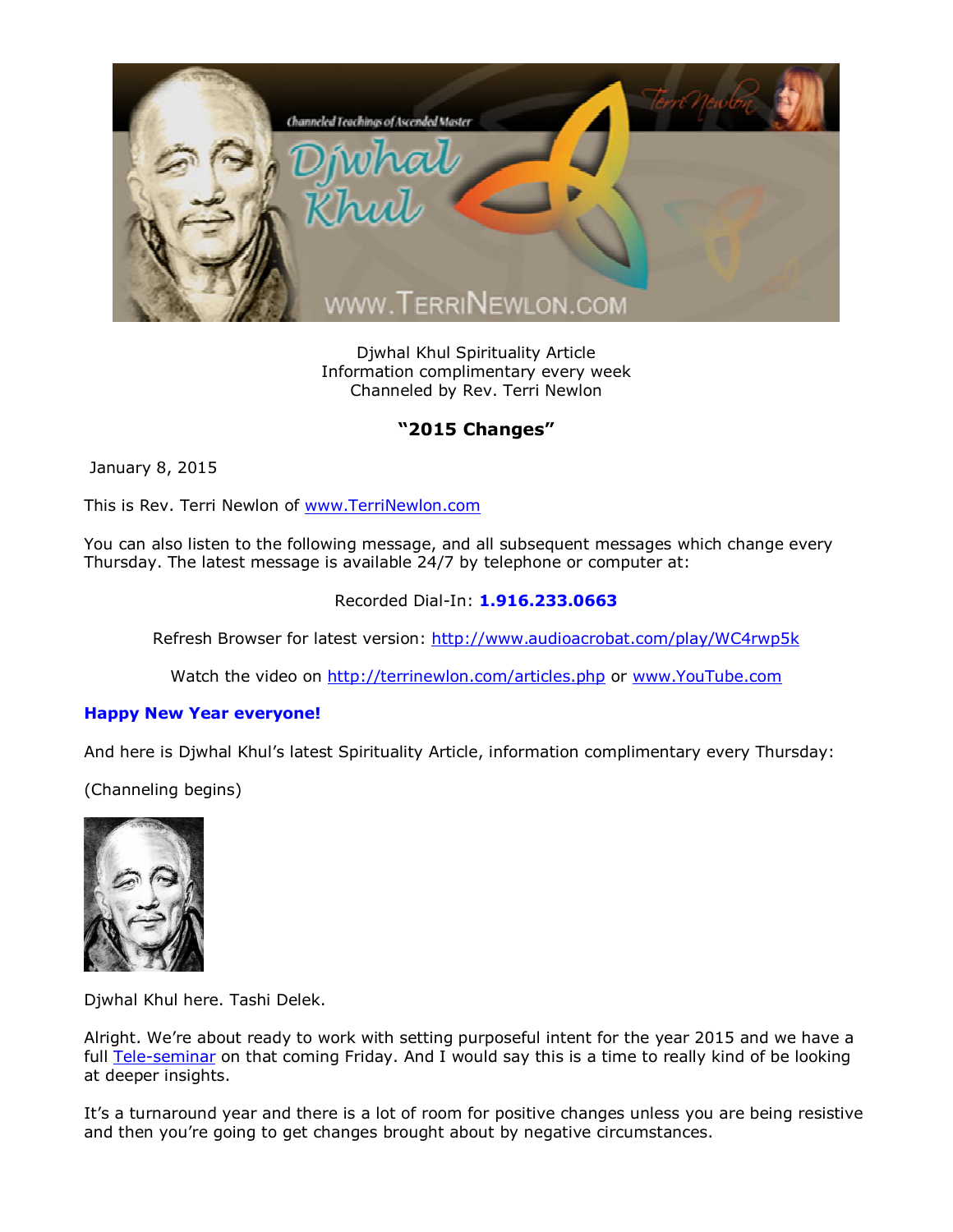Djwhal Khul Spirituality Article
Information complimentary every week
Channeled by Rev. Terri Newlon

## "2015 Changes"

January 8, 2015

This is Rev. Terri Newlon of www.TerriNewlon.com

You can also listen to the following message, and all subsequent messages which change every Thursday. The latest message is available 24/7 by telephone or computer at:

Recorded Dial-In: **1.916.233.0663**

Refresh Browser for latest version: http://www.audioacrobat.com/play/WC4rwp5k

Watch the video on http://terrinewlon.com/articles.php or www.YouTube.com

**Happy New Year everyone!**

And here is Djwhal Khul's latest Spirituality Article, information complimentary every Thursday:

(Channeling begins)

Djwhal Khul here. Tashi Delek.

Alright. We're about ready to work with setting purposeful intent for the year 2015 and we have a full Tele-seminar on that coming Friday. And I would say this is a time to really kind of be looking at deeper insights.

It's a turnaround year and there is a lot of room for positive changes unless you are being resistive and then you're going to get changes brought about by negative circumstances.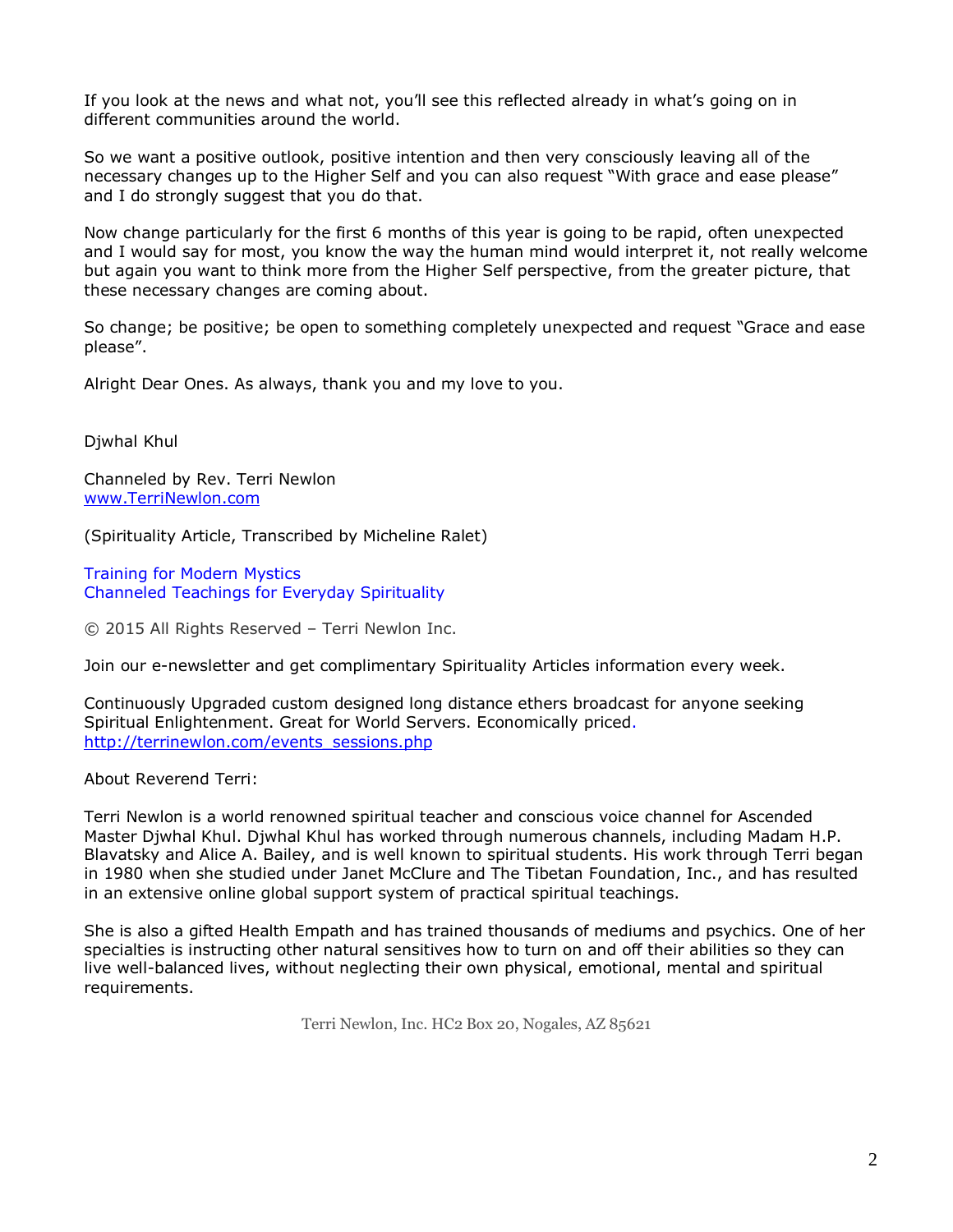If you look at the news and what not, you'll see this reflected already in what's going on in different communities around the world.

So we want a positive outlook, positive intention and then very consciously leaving all of the necessary changes up to the Higher Self and you can also request "With grace and ease please" and I do strongly suggest that you do that.

Now change particularly for the first 6 months of this year is going to be rapid, often unexpected and I would say for most, you know the way the human mind would interpret it, not really welcome but again you want to think more from the Higher Self perspective, from the greater picture, that these necessary changes are coming about.

So change; be positive; be open to something completely unexpected and request "Grace and ease please".

Alright Dear Ones. As always, thank you and my love to you.

Djwhal Khul

Channeled by Rev. Terri Newlon
[www.TerriNewlon.com](http://www.TerriNewlon.com)

(Spirituality Article, Transcribed by Micheline Ralet)

Training for Modern Mystics
Channeled Teachings for Everyday Spirituality

© 2015 All Rights Reserved – Terri Newlon Inc.

Join our e-newsletter and get complimentary Spirituality Articles information every week.

Continuously Upgraded custom designed long distance ethers broadcast for anyone seeking Spiritual Enlightenment. Great for World Servers. Economically priced.
[http://terrinewlon.com/events_sessions.php](http://terrinewlon.com/events_sessions.php)

About Reverend Terri:

Terri Newlon is a world renowned spiritual teacher and conscious voice channel for Ascended Master Djwhal Khul. Djwhal Khul has worked through numerous channels, including Madam H.P. Blavatsky and Alice A. Bailey, and is well known to spiritual students. His work through Terri began in 1980 when she studied under Janet McClure and The Tibetan Foundation, Inc., and has resulted in an extensive online global support system of practical spiritual teachings.

She is also a gifted Health Empath and has trained thousands of mediums and psychics. One of her specialties is instructing other natural sensitives how to turn on and off their abilities so they can live well-balanced lives, without neglecting their own physical, emotional, mental and spiritual requirements.

Terri Newlon, Inc. HC2 Box 20, Nogales, AZ 85621